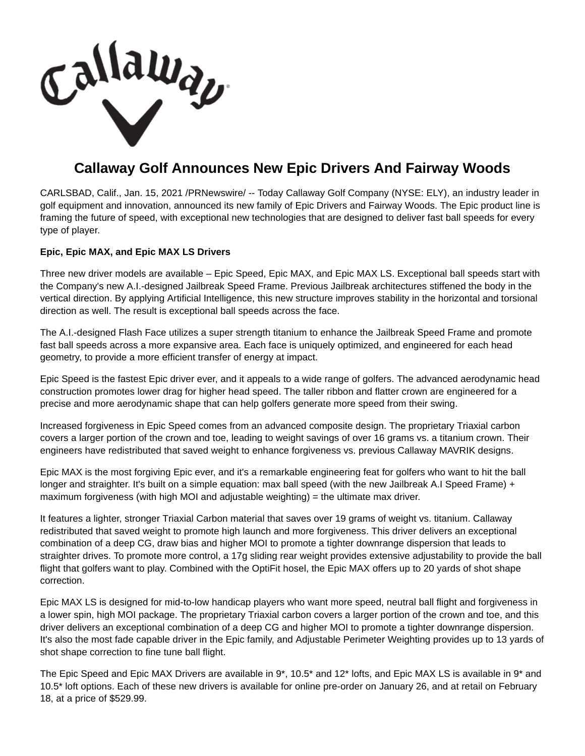# Callaway Golf Announces New Epic Drivers And Fairway Woods

CARLSBAD, Calif., Jan. 15, 2021 /PRNewswire/ -- Today Callaway Golf Company (NYSE: ELY), an industry leader in golf equipment and innovation, announced its new family of Epic Drivers and Fairway Woods. The Epic product line is framing the future of speed, with exceptional new technologies that are designed to deliver fast ball speeds for every type of player.

**Epic, Epic MAX, and Epic MAX LS Drivers**

Three new driver models are available – Epic Speed, Epic MAX, and Epic MAX LS. Exceptional ball speeds start with the Company's new A.I.-designed Jailbreak Speed Frame. Previous Jailbreak architectures stiffened the body in the vertical direction. By applying Artificial Intelligence, this new structure improves stability in the horizontal and torsional direction as well. The result is exceptional ball speeds across the face.

The A.I.-designed Flash Face utilizes a super strength titanium to enhance the Jailbreak Speed Frame and promote fast ball speeds across a more expansive area. Each face is uniquely optimized, and engineered for each head geometry, to provide a more efficient transfer of energy at impact.

Epic Speed is the fastest Epic driver ever, and it appeals to a wide range of golfers. The advanced aerodynamic head construction promotes lower drag for higher head speed. The taller ribbon and flatter crown are engineered for a precise and more aerodynamic shape that can help golfers generate more speed from their swing.

Increased forgiveness in Epic Speed comes from an advanced composite design. The proprietary Triaxial carbon covers a larger portion of the crown and toe, leading to weight savings of over 16 grams vs. a titanium crown. Their engineers have redistributed that saved weight to enhance forgiveness vs. previous Callaway MAVRIK designs.

Epic MAX is the most forgiving Epic ever, and it's a remarkable engineering feat for golfers who want to hit the ball longer and straighter. It's built on a simple equation: max ball speed (with the new Jailbreak A.I Speed Frame) + maximum forgiveness (with high MOI and adjustable weighting) = the ultimate max driver.

It features a lighter, stronger Triaxial Carbon material that saves over 19 grams of weight vs. titanium. Callaway redistributed that saved weight to promote high launch and more forgiveness. This driver delivers an exceptional combination of a deep CG, draw bias and higher MOI to promote a tighter downrange dispersion that leads to straighter drives. To promote more control, a 17g sliding rear weight provides extensive adjustability to provide the ball flight that golfers want to play. Combined with the OptiFit hosel, the Epic MAX offers up to 20 yards of shot shape correction.

Epic MAX LS is designed for mid-to-low handicap players who want more speed, neutral ball flight and forgiveness in a lower spin, high MOI package. The proprietary Triaxial carbon covers a larger portion of the crown and toe, and this driver delivers an exceptional combination of a deep CG and higher MOI to promote a tighter downrange dispersion. It's also the most fade capable driver in the Epic family, and Adjustable Perimeter Weighting provides up to 13 yards of shot shape correction to fine tune ball flight.

The Epic Speed and Epic MAX Drivers are available in 9*, 10.5* and 12* lofts, and Epic MAX LS is available in 9* and 10.5* loft options. Each of these new drivers is available for online pre-order on January 26, and at retail on February 18, at a price of $529.99.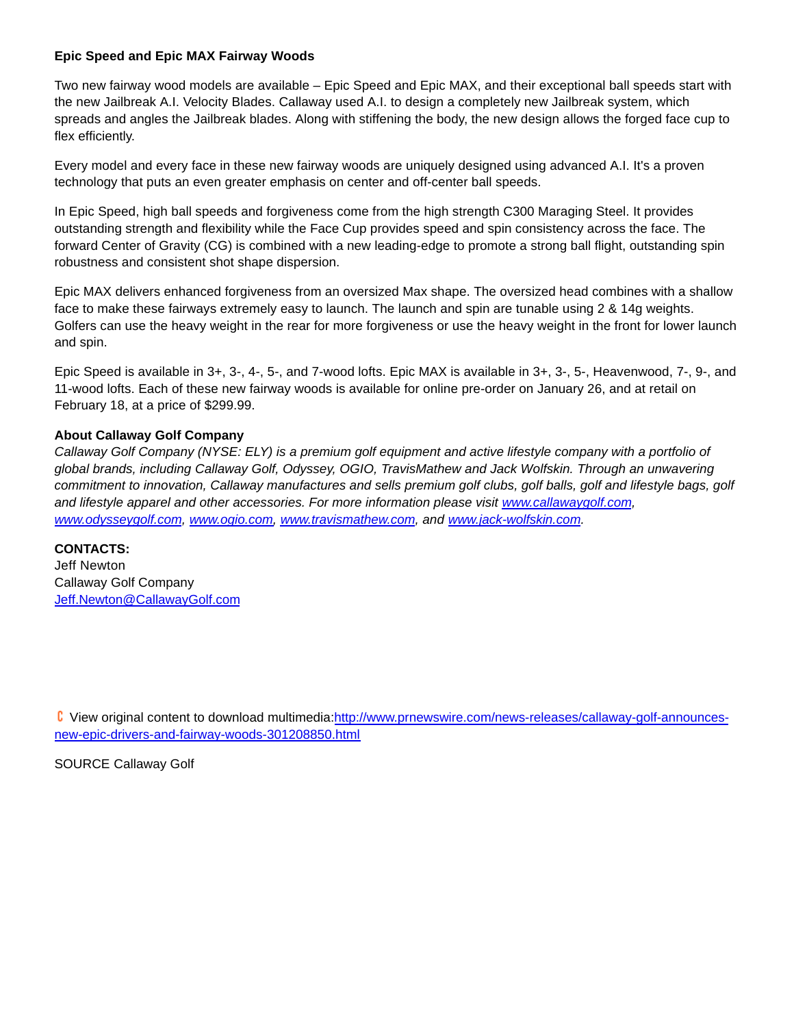**Epic Speed and Epic MAX Fairway Woods**

Two new fairway wood models are available – Epic Speed and Epic MAX, and their exceptional ball speeds start with the new Jailbreak A.I. Velocity Blades. Callaway used A.I. to design a completely new Jailbreak system, which spreads and angles the Jailbreak blades. Along with stiffening the body, the new design allows the forged face cup to flex efficiently.

Every model and every face in these new fairway woods are uniquely designed using advanced A.I. It's a proven technology that puts an even greater emphasis on center and off-center ball speeds.

In Epic Speed, high ball speeds and forgiveness come from the high strength C300 Maraging Steel. It provides outstanding strength and flexibility while the Face Cup provides speed and spin consistency across the face. The forward Center of Gravity (CG) is combined with a new leading-edge to promote a strong ball flight, outstanding spin robustness and consistent shot shape dispersion.

Epic MAX delivers enhanced forgiveness from an oversized Max shape. The oversized head combines with a shallow face to make these fairways extremely easy to launch. The launch and spin are tunable using 2 & 14g weights. Golfers can use the heavy weight in the rear for more forgiveness or use the heavy weight in the front for lower launch and spin.

Epic Speed is available in 3+, 3-, 4-, 5-, and 7-wood lofts. Epic MAX is available in 3+, 3-, 5-, Heavenwood, 7-, 9-, and 11-wood lofts. Each of these new fairway woods is available for online pre-order on January 26, and at retail on February 18, at a price of $299.99.

**About Callaway Golf Company**
*Callaway Golf Company (NYSE: ELY) is a premium golf equipment and active lifestyle company with a portfolio of global brands, including Callaway Golf, Odyssey, OGIO, TravisMathew and Jack Wolfskin. Through an unwavering commitment to innovation, Callaway manufactures and sells premium golf clubs, golf balls, golf and lifestyle bags, golf and lifestyle apparel and other accessories. For more information please visit www.callawaygolf.com, www.odysseygolf.com, www.ogio.com, www.travismathew.com, and www.jack-wolfskin.com.*

**CONTACTS:**
Jeff Newton
Callaway Golf Company
Jeff.Newton@CallawayGolf.com

View original content to download multimedia:http://www.prnewswire.com/news-releases/callaway-golf-announces-new-epic-drivers-and-fairway-woods-301208850.html

SOURCE Callaway Golf